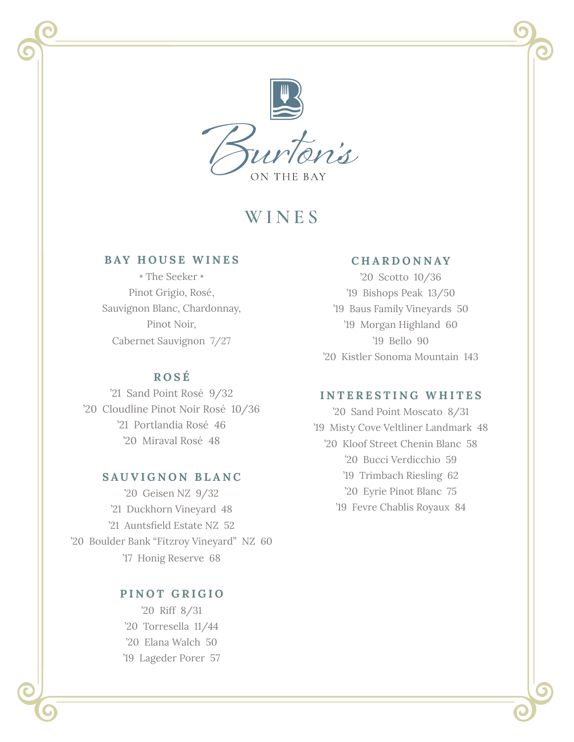# Burton's

ON THE BAY

## WINES

### BAY HOUSE WINES

• The Seeker •

Pinot Grigio, Rosé,
Sauvignon Blanc, Chardonnay,
Pinot Noir,
Cabernet Sauvignon 7/27

### ROSÉ

'21 Sand Point Rosé 9/32

'20 Cloudline Pinot Noir Rosé 10/36

'21 Portlandia Rosé 46

'20 Miraval Rosé 48

### SAUVIGNON BLANC

'20 Geisen NZ 9/32

'21 Duckhorn Vineyard 48

'21 Auntsfield Estate NZ 52

'20 Boulder Bank "Fitzroy Vineyard" NZ 60

'17 Honig Reserve 68

### PINOT GRIGIO

'20 Riff 8/31

'20 Torresella 11/44

'20 Elana Walch 50

'19 Lageder Porer 57

### CHARDONNAY

'20 Scotto 10/36

'19 Bishops Peak 13/50

'19 Baus Family Vineyards 50

'19 Morgan Highland 60

'19 Bello 90

'20 Kistler Sonoma Mountain 143

### INTERESTING WHITES

'20 Sand Point Moscato 8/31

'19 Misty Cove Veltliner Landmark 48

'20 Kloof Street Chenin Blanc 58

'20 Bucci Verdicchio 59

'19 Trimbach Riesling 62

'20 Eyrie Pinot Blanc 75

'19 Fevre Chablis Royaux 84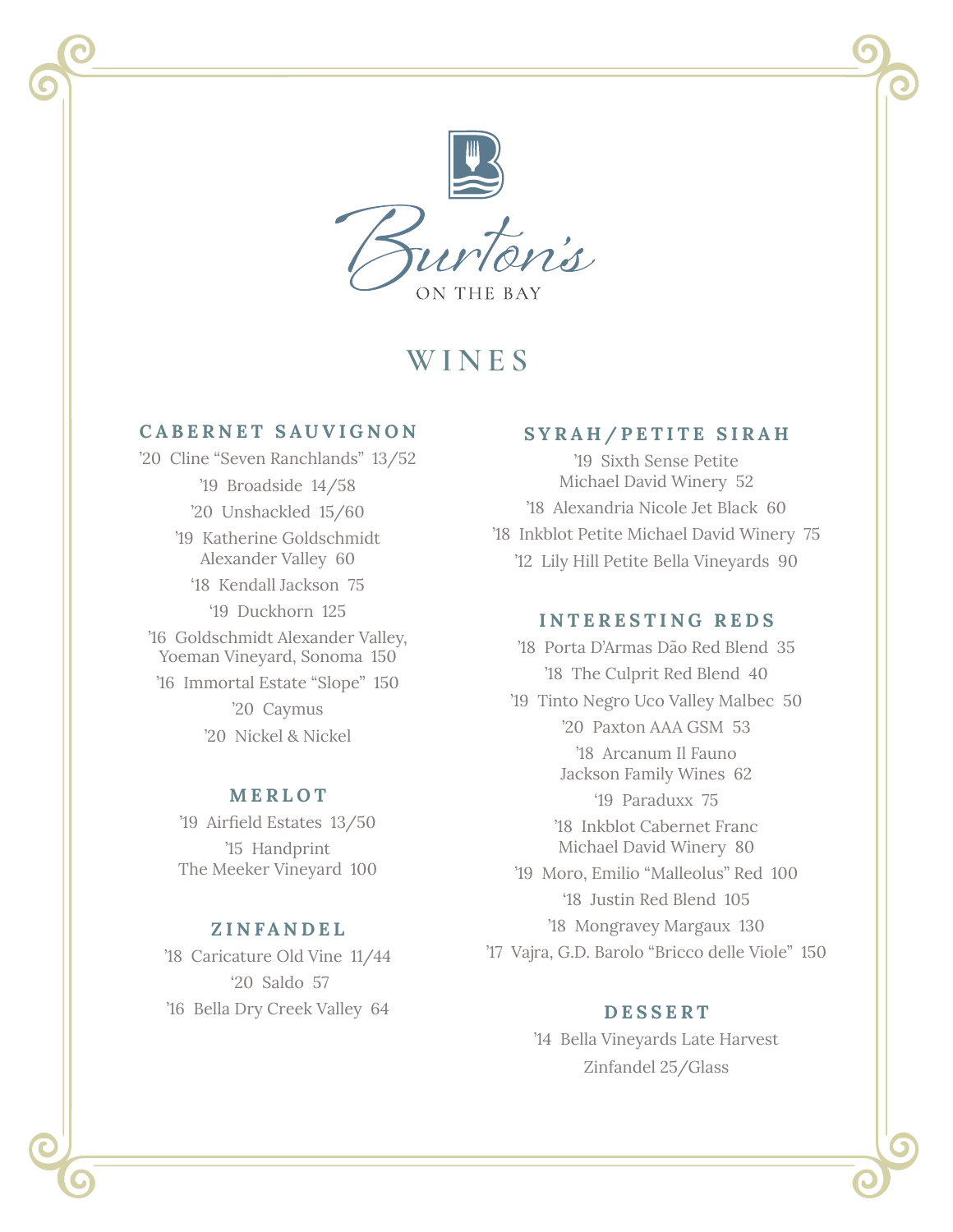Burton's

ON THE BAY

# WINES

## CABERNET SAUVIGNON

'20 Cline "Seven Ranchlands" 13/52

'19 Broadside 14/58

'20 Unshackled 15/60

'19 Katherine Goldschmidt Alexander Valley 60

'18 Kendall Jackson 75

'19 Duckhorn 125

'16 Goldschmidt Alexander Valley, Yoeman Vineyard, Sonoma 150

'16 Immortal Estate "Slope" 150

'20 Caymus

'20 Nickel & Nickel

## MERLOT

'19 Airfield Estates 13/50

'15 Handprint The Meeker Vineyard 100

## ZINFANDEL

'18 Caricature Old Vine 11/44

'20 Saldo 57

'16 Bella Dry Creek Valley 64

## SYRAH/PETITE SIRAH

'19 Sixth Sense Petite Michael David Winery 52

'18 Alexandria Nicole Jet Black 60

'18 Inkblot Petite Michael David Winery 75

'12 Lily Hill Petite Bella Vineyards 90

## INTERESTING REDS

'18 Porta D'Armas Dão Red Blend 35

'18 The Culprit Red Blend 40

'19 Tinto Negro Uco Valley Malbec 50

'20 Paxton AAA GSM 53

'18 Arcanum Il Fauno Jackson Family Wines 62

'19 Paraduxx 75

'18 Inkblot Cabernet Franc Michael David Winery 80

'19 Moro, Emilio "Malleolus" Red 100

'18 Justin Red Blend 105

'18 Mongravey Margaux 130

'17 Vajra, G.D. Barolo "Bricco delle Viole" 150

## DESSERT

'14 Bella Vineyards Late Harvest Zinfandel 25/Glass